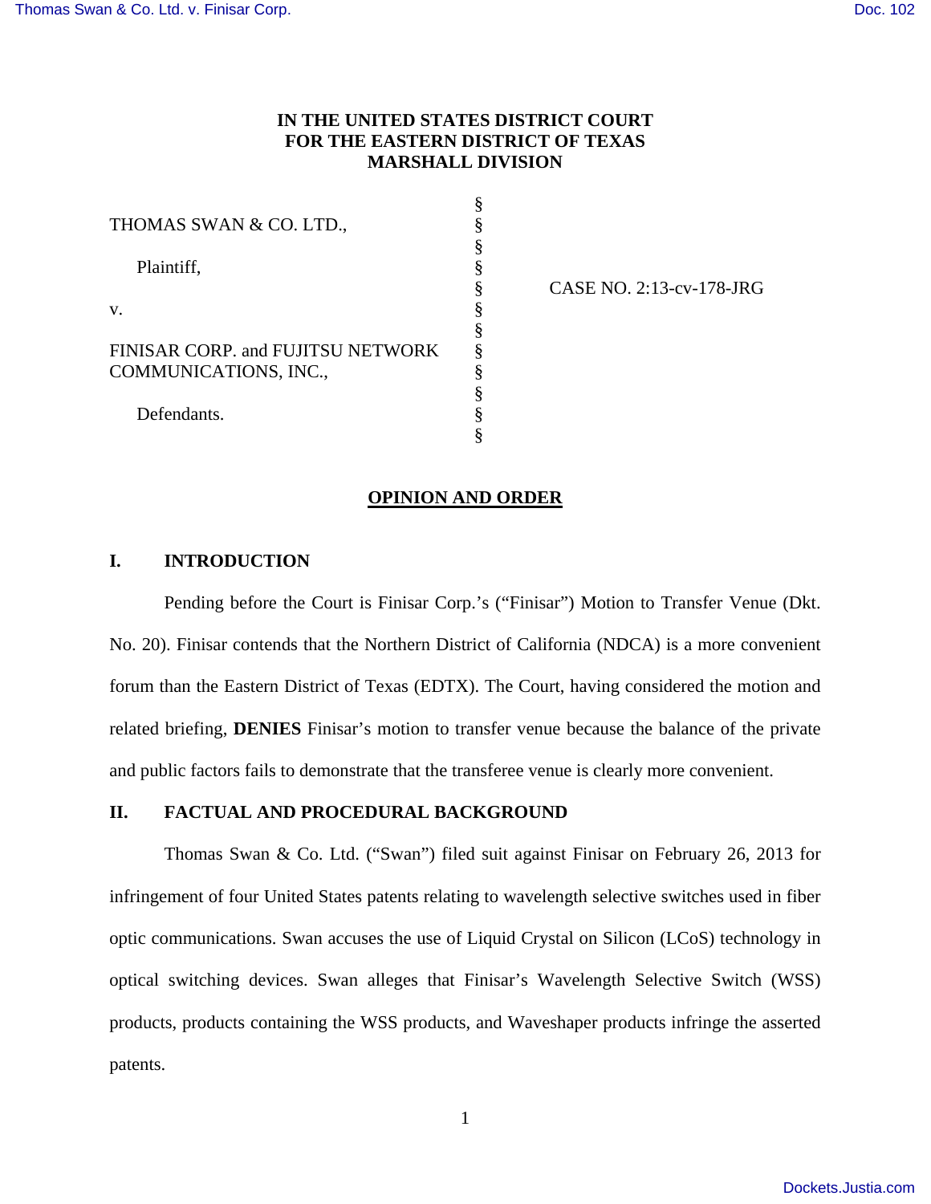# IN THE UNITED STATES DISTRICT COURT FOR THE EASTERN DISTRICT OF TEXAS MARSHALL DIVISION

THOMAS SWAN & CO. LTD.,

Plaintiff,

v.

FINISAR CORP. and FUJITSU NETWORK COMMUNICATIONS, INC.,

Defendants.

CASE NO. 2:13-cv-178-JRG

## OPINION AND ORDER

### I. INTRODUCTION

Pending before the Court is Finisar Corp.'s ("Finisar") Motion to Transfer Venue (Dkt. No. 20). Finisar contends that the Northern District of California (NDCA) is a more convenient forum than the Eastern District of Texas (EDTX). The Court, having considered the motion and related briefing, **DENIES** Finisar's motion to transfer venue because the balance of the private and public factors fails to demonstrate that the transferee venue is clearly more convenient.

### II. FACTUAL AND PROCEDURAL BACKGROUND

Thomas Swan & Co. Ltd. ("Swan") filed suit against Finisar on February 26, 2013 for infringement of four United States patents relating to wavelength selective switches used in fiber optic communications. Swan accuses the use of Liquid Crystal on Silicon (LCoS) technology in optical switching devices. Swan alleges that Finisar's Wavelength Selective Switch (WSS) products, products containing the WSS products, and Waveshaper products infringe the asserted patents.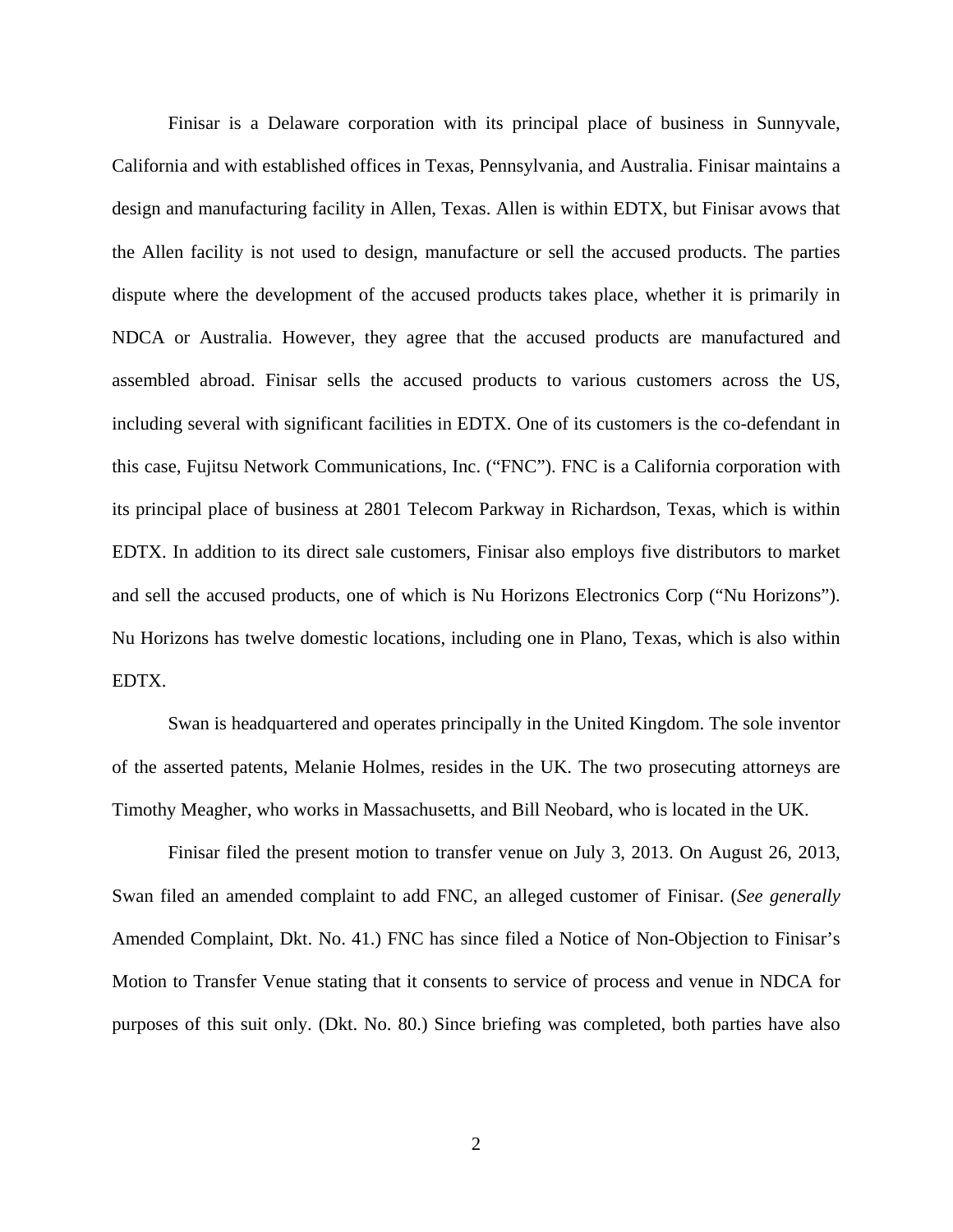Finisar is a Delaware corporation with its principal place of business in Sunnyvale, California and with established offices in Texas, Pennsylvania, and Australia. Finisar maintains a design and manufacturing facility in Allen, Texas. Allen is within EDTX, but Finisar avows that the Allen facility is not used to design, manufacture or sell the accused products. The parties dispute where the development of the accused products takes place, whether it is primarily in NDCA or Australia. However, they agree that the accused products are manufactured and assembled abroad. Finisar sells the accused products to various customers across the US, including several with significant facilities in EDTX. One of its customers is the co-defendant in this case, Fujitsu Network Communications, Inc. ("FNC"). FNC is a California corporation with its principal place of business at 2801 Telecom Parkway in Richardson, Texas, which is within EDTX. In addition to its direct sale customers, Finisar also employs five distributors to market and sell the accused products, one of which is Nu Horizons Electronics Corp ("Nu Horizons"). Nu Horizons has twelve domestic locations, including one in Plano, Texas, which is also within EDTX.

Swan is headquartered and operates principally in the United Kingdom. The sole inventor of the asserted patents, Melanie Holmes, resides in the UK. The two prosecuting attorneys are Timothy Meagher, who works in Massachusetts, and Bill Neobard, who is located in the UK.

Finisar filed the present motion to transfer venue on July 3, 2013. On August 26, 2013, Swan filed an amended complaint to add FNC, an alleged customer of Finisar. (*See generally* Amended Complaint, Dkt. No. 41.) FNC has since filed a Notice of Non-Objection to Finisar's Motion to Transfer Venue stating that it consents to service of process and venue in NDCA for purposes of this suit only. (Dkt. No. 80.) Since briefing was completed, both parties have also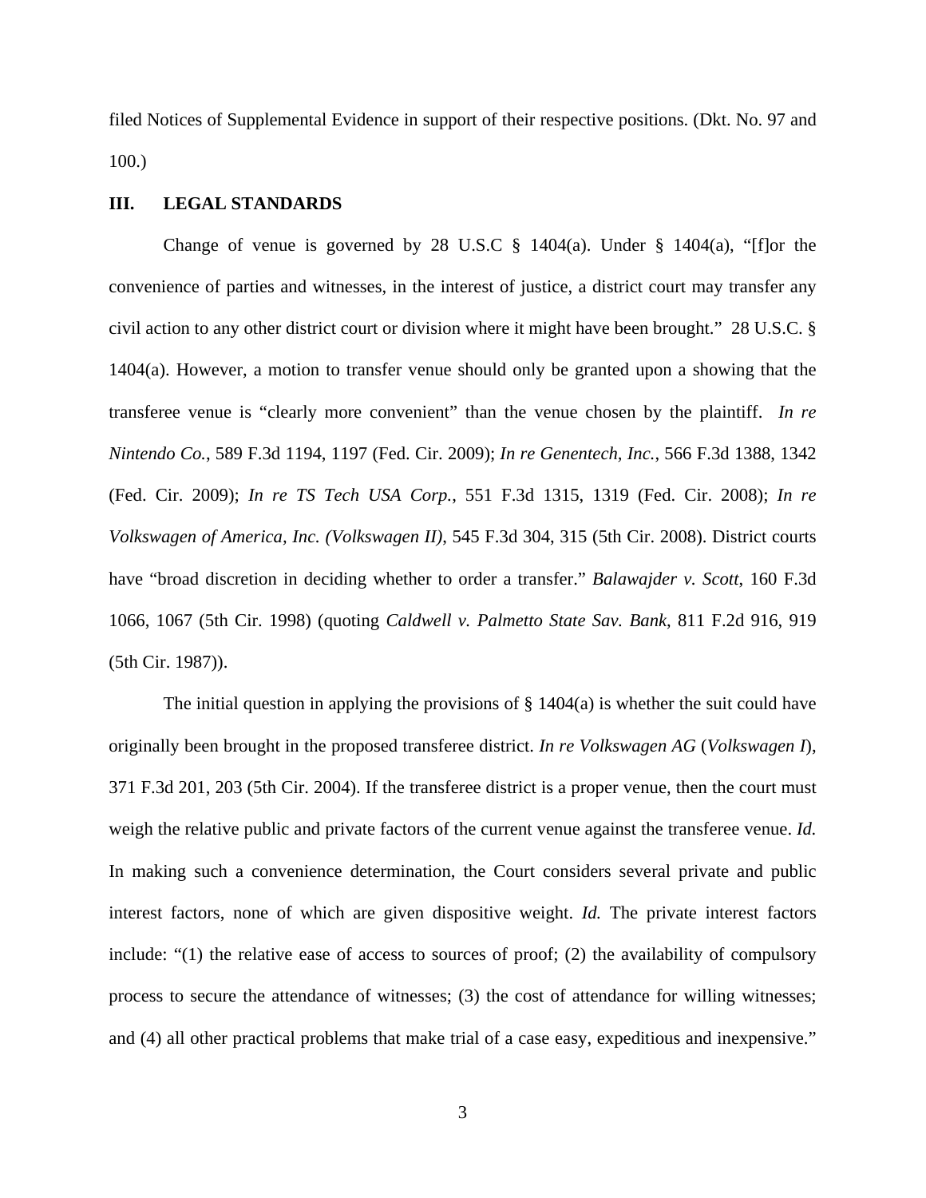filed Notices of Supplemental Evidence in support of their respective positions. (Dkt. No. 97 and 100.)

## III. LEGAL STANDARDS

Change of venue is governed by 28 U.S.C § 1404(a). Under § 1404(a), "[f]or the convenience of parties and witnesses, in the interest of justice, a district court may transfer any civil action to any other district court or division where it might have been brought." 28 U.S.C. § 1404(a). However, a motion to transfer venue should only be granted upon a showing that the transferee venue is "clearly more convenient" than the venue chosen by the plaintiff. *In re Nintendo Co.*, 589 F.3d 1194, 1197 (Fed. Cir. 2009); *In re Genentech, Inc.*, 566 F.3d 1388, 1342 (Fed. Cir. 2009); *In re TS Tech USA Corp.*, 551 F.3d 1315, 1319 (Fed. Cir. 2008); *In re Volkswagen of America, Inc. (Volkswagen II)*, 545 F.3d 304, 315 (5th Cir. 2008). District courts have "broad discretion in deciding whether to order a transfer." *Balawajder v. Scott*, 160 F.3d 1066, 1067 (5th Cir. 1998) (quoting *Caldwell v. Palmetto State Sav. Bank*, 811 F.2d 916, 919 (5th Cir. 1987)).

The initial question in applying the provisions of § 1404(a) is whether the suit could have originally been brought in the proposed transferee district. *In re Volkswagen AG* (*Volkswagen I*), 371 F.3d 201, 203 (5th Cir. 2004). If the transferee district is a proper venue, then the court must weigh the relative public and private factors of the current venue against the transferee venue. *Id.* In making such a convenience determination, the Court considers several private and public interest factors, none of which are given dispositive weight. *Id.* The private interest factors include: "(1) the relative ease of access to sources of proof; (2) the availability of compulsory process to secure the attendance of witnesses; (3) the cost of attendance for willing witnesses; and (4) all other practical problems that make trial of a case easy, expeditious and inexpensive."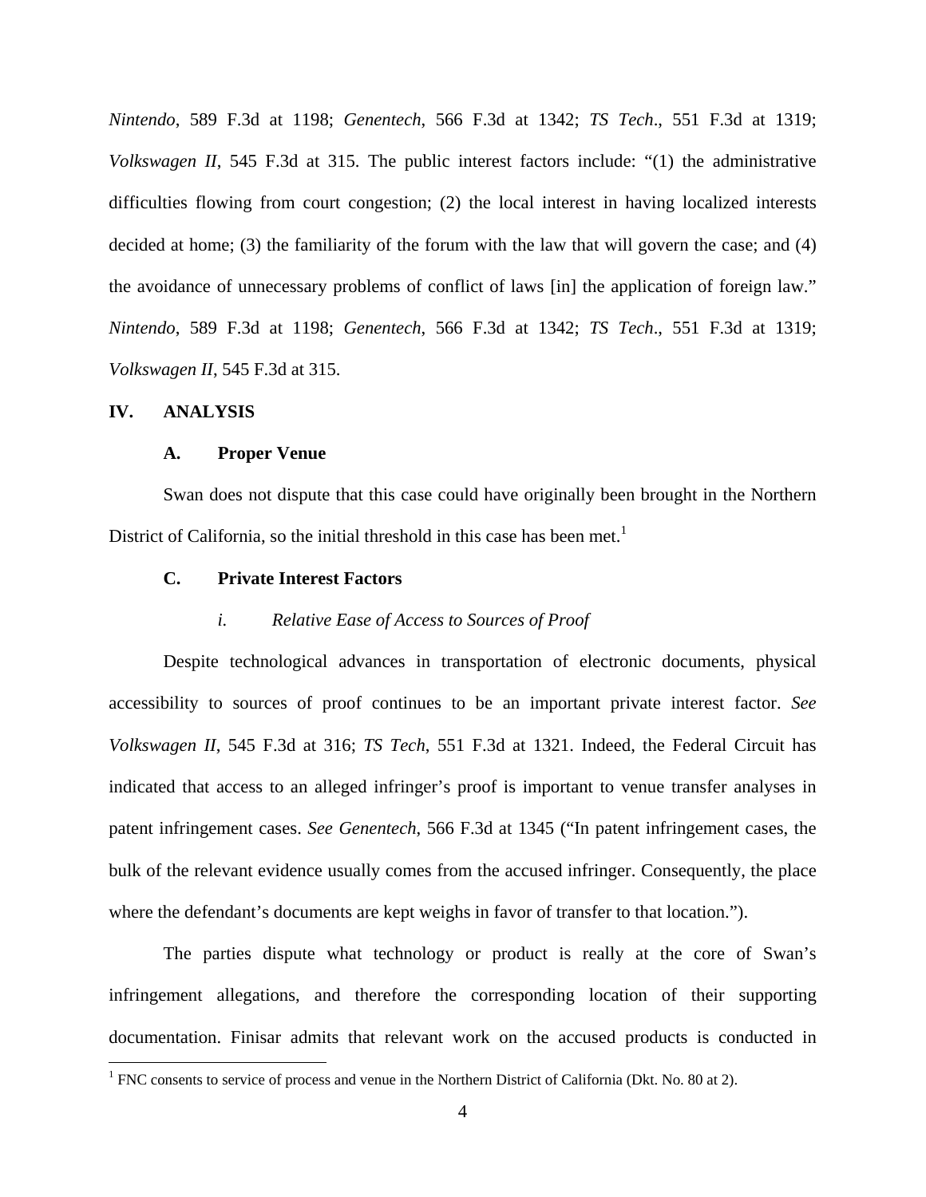*Nintendo*, 589 F.3d at 1198; *Genentech*, 566 F.3d at 1342; *TS Tech*., 551 F.3d at 1319; *Volkswagen II*, 545 F.3d at 315. The public interest factors include: "(1) the administrative difficulties flowing from court congestion; (2) the local interest in having localized interests decided at home; (3) the familiarity of the forum with the law that will govern the case; and (4) the avoidance of unnecessary problems of conflict of laws [in] the application of foreign law." *Nintendo*, 589 F.3d at 1198; *Genentech*, 566 F.3d at 1342; *TS Tech*., 551 F.3d at 1319; *Volkswagen II*, 545 F.3d at 315.

## IV. ANALYSIS

### A. Proper Venue

Swan does not dispute that this case could have originally been brought in the Northern District of California, so the initial threshold in this case has been met.[1]

### C. Private Interest Factors

#### *i. Relative Ease of Access to Sources of Proof*

Despite technological advances in transportation of electronic documents, physical accessibility to sources of proof continues to be an important private interest factor. *See Volkswagen II*, 545 F.3d at 316; *TS Tech*, 551 F.3d at 1321. Indeed, the Federal Circuit has indicated that access to an alleged infringer's proof is important to venue transfer analyses in patent infringement cases. *See Genentech*, 566 F.3d at 1345 ("In patent infringement cases, the bulk of the relevant evidence usually comes from the accused infringer. Consequently, the place where the defendant's documents are kept weighs in favor of transfer to that location.").

The parties dispute what technology or product is really at the core of Swan's infringement allegations, and therefore the corresponding location of their supporting documentation. Finisar admits that relevant work on the accused products is conducted in

[1] FNC consents to service of process and venue in the Northern District of California (Dkt. No. 80 at 2).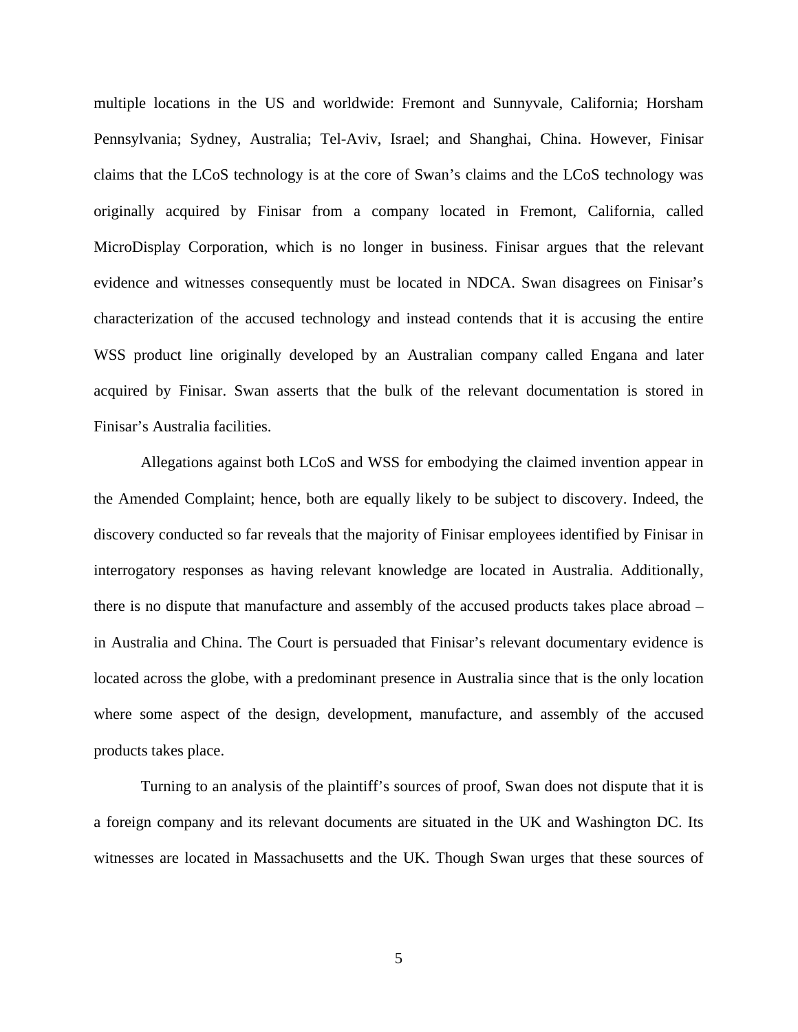multiple locations in the US and worldwide: Fremont and Sunnyvale, California; Horsham Pennsylvania; Sydney, Australia; Tel-Aviv, Israel; and Shanghai, China. However, Finisar claims that the LCoS technology is at the core of Swan's claims and the LCoS technology was originally acquired by Finisar from a company located in Fremont, California, called MicroDisplay Corporation, which is no longer in business. Finisar argues that the relevant evidence and witnesses consequently must be located in NDCA. Swan disagrees on Finisar's characterization of the accused technology and instead contends that it is accusing the entire WSS product line originally developed by an Australian company called Engana and later acquired by Finisar. Swan asserts that the bulk of the relevant documentation is stored in Finisar's Australia facilities.

Allegations against both LCoS and WSS for embodying the claimed invention appear in the Amended Complaint; hence, both are equally likely to be subject to discovery. Indeed, the discovery conducted so far reveals that the majority of Finisar employees identified by Finisar in interrogatory responses as having relevant knowledge are located in Australia. Additionally, there is no dispute that manufacture and assembly of the accused products takes place abroad – in Australia and China. The Court is persuaded that Finisar's relevant documentary evidence is located across the globe, with a predominant presence in Australia since that is the only location where some aspect of the design, development, manufacture, and assembly of the accused products takes place.

Turning to an analysis of the plaintiff's sources of proof, Swan does not dispute that it is a foreign company and its relevant documents are situated in the UK and Washington DC. Its witnesses are located in Massachusetts and the UK. Though Swan urges that these sources of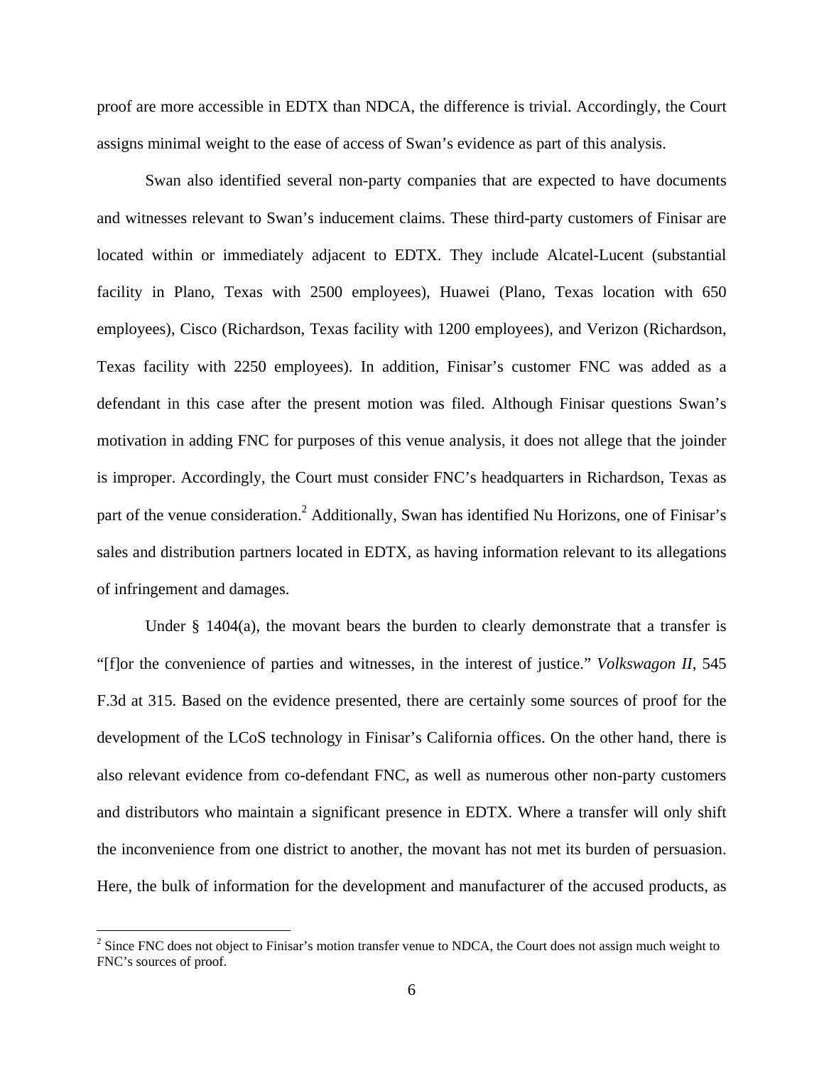proof are more accessible in EDTX than NDCA, the difference is trivial. Accordingly, the Court assigns minimal weight to the ease of access of Swan's evidence as part of this analysis.

Swan also identified several non-party companies that are expected to have documents and witnesses relevant to Swan's inducement claims. These third-party customers of Finisar are located within or immediately adjacent to EDTX. They include Alcatel-Lucent (substantial facility in Plano, Texas with 2500 employees), Huawei (Plano, Texas location with 650 employees), Cisco (Richardson, Texas facility with 1200 employees), and Verizon (Richardson, Texas facility with 2250 employees). In addition, Finisar's customer FNC was added as a defendant in this case after the present motion was filed. Although Finisar questions Swan's motivation in adding FNC for purposes of this venue analysis, it does not allege that the joinder is improper. Accordingly, the Court must consider FNC's headquarters in Richardson, Texas as part of the venue consideration.[2] Additionally, Swan has identified Nu Horizons, one of Finisar's sales and distribution partners located in EDTX, as having information relevant to its allegations of infringement and damages.

Under § 1404(a), the movant bears the burden to clearly demonstrate that a transfer is "[f]or the convenience of parties and witnesses, in the interest of justice." *Volkswagon II*, 545 F.3d at 315. Based on the evidence presented, there are certainly some sources of proof for the development of the LCoS technology in Finisar's California offices. On the other hand, there is also relevant evidence from co-defendant FNC, as well as numerous other non-party customers and distributors who maintain a significant presence in EDTX. Where a transfer will only shift the inconvenience from one district to another, the movant has not met its burden of persuasion. Here, the bulk of information for the development and manufacturer of the accused products, as

---

[2] Since FNC does not object to Finisar's motion transfer venue to NDCA, the Court does not assign much weight to FNC's sources of proof.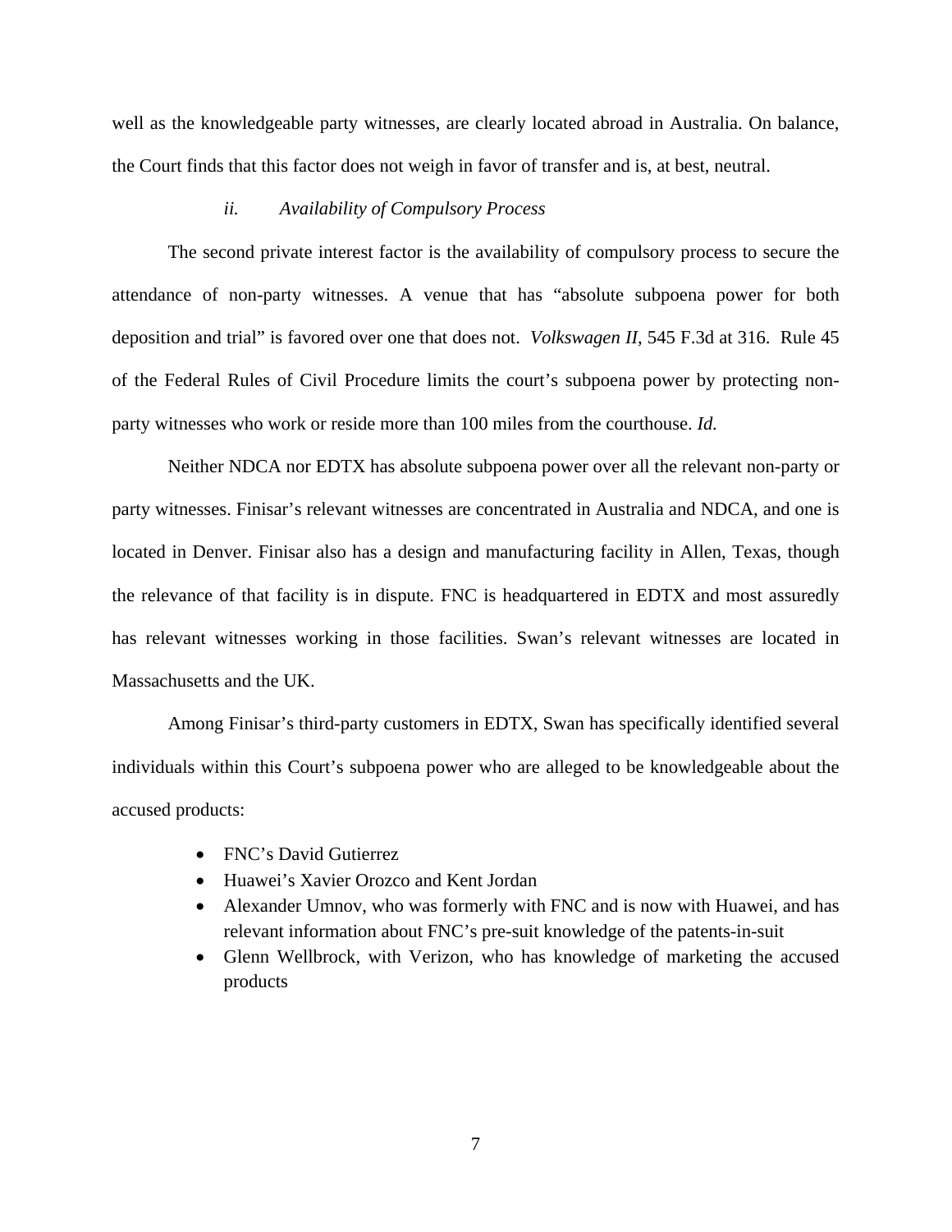well as the knowledgeable party witnesses, are clearly located abroad in Australia. On balance, the Court finds that this factor does not weigh in favor of transfer and is, at best, neutral.

#### *ii. Availability of Compulsory Process*

The second private interest factor is the availability of compulsory process to secure the attendance of non-party witnesses. A venue that has "absolute subpoena power for both deposition and trial" is favored over one that does not. *Volkswagen II*, 545 F.3d at 316. Rule 45 of the Federal Rules of Civil Procedure limits the court's subpoena power by protecting non-party witnesses who work or reside more than 100 miles from the courthouse. *Id.*

Neither NDCA nor EDTX has absolute subpoena power over all the relevant non-party or party witnesses. Finisar's relevant witnesses are concentrated in Australia and NDCA, and one is located in Denver. Finisar also has a design and manufacturing facility in Allen, Texas, though the relevance of that facility is in dispute. FNC is headquartered in EDTX and most assuredly has relevant witnesses working in those facilities. Swan's relevant witnesses are located in Massachusetts and the UK.

Among Finisar's third-party customers in EDTX, Swan has specifically identified several individuals within this Court's subpoena power who are alleged to be knowledgeable about the accused products:

- FNC's David Gutierrez
- Huawei's Xavier Orozco and Kent Jordan
- Alexander Umnov, who was formerly with FNC and is now with Huawei, and has relevant information about FNC's pre-suit knowledge of the patents-in-suit
- Glenn Wellbrock, with Verizon, who has knowledge of marketing the accused products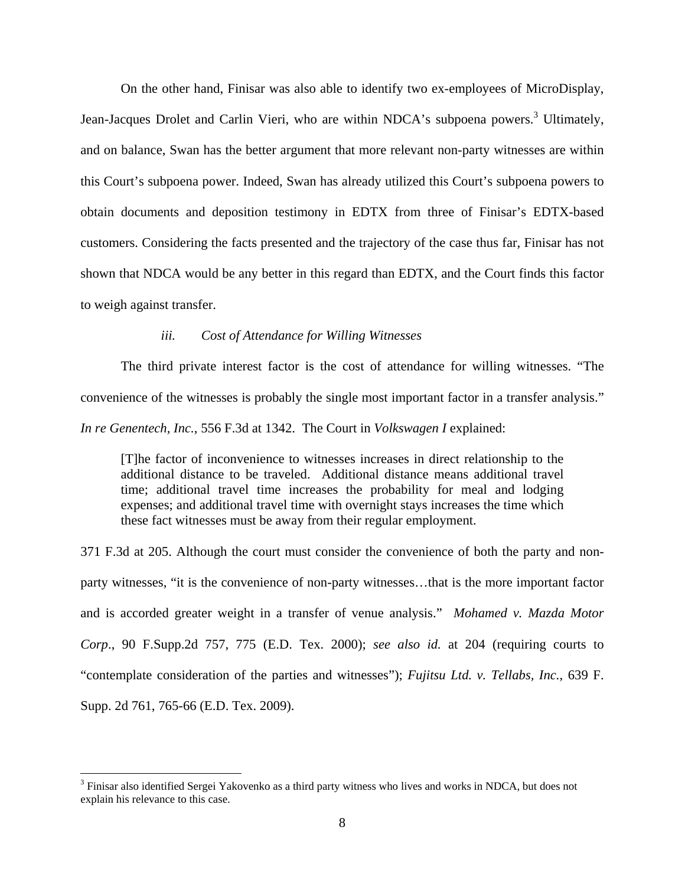On the other hand, Finisar was also able to identify two ex-employees of MicroDisplay, Jean-Jacques Drolet and Carlin Vieri, who are within NDCA's subpoena powers.[3] Ultimately, and on balance, Swan has the better argument that more relevant non-party witnesses are within this Court's subpoena power. Indeed, Swan has already utilized this Court's subpoena powers to obtain documents and deposition testimony in EDTX from three of Finisar's EDTX-based customers. Considering the facts presented and the trajectory of the case thus far, Finisar has not shown that NDCA would be any better in this regard than EDTX, and the Court finds this factor to weigh against transfer.

*iii. Cost of Attendance for Willing Witnesses*

The third private interest factor is the cost of attendance for willing witnesses. "The convenience of the witnesses is probably the single most important factor in a transfer analysis." *In re Genentech, Inc.*, 556 F.3d at 1342. The Court in *Volkswagen I* explained:

> [T]he factor of inconvenience to witnesses increases in direct relationship to the additional distance to be traveled. Additional distance means additional travel time; additional travel time increases the probability for meal and lodging expenses; and additional travel time with overnight stays increases the time which these fact witnesses must be away from their regular employment.

371 F.3d at 205. Although the court must consider the convenience of both the party and non-party witnesses, "it is the convenience of non-party witnesses…that is the more important factor and is accorded greater weight in a transfer of venue analysis." *Mohamed v. Mazda Motor Corp.*, 90 F.Supp.2d 757, 775 (E.D. Tex. 2000); *see also id.* at 204 (requiring courts to "contemplate consideration of the parties and witnesses"); *Fujitsu Ltd. v. Tellabs, Inc.*, 639 F. Supp. 2d 761, 765-66 (E.D. Tex. 2009).

---

[3] Finisar also identified Sergei Yakovenko as a third party witness who lives and works in NDCA, but does not explain his relevance to this case.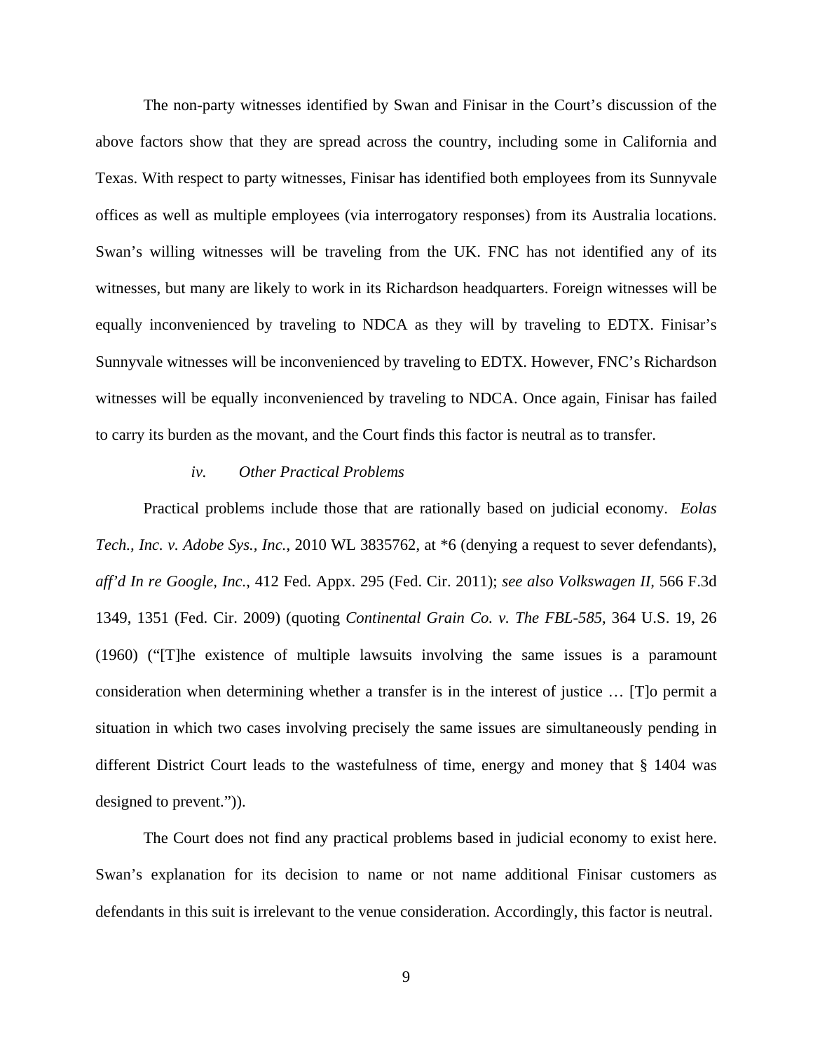The non-party witnesses identified by Swan and Finisar in the Court's discussion of the above factors show that they are spread across the country, including some in California and Texas. With respect to party witnesses, Finisar has identified both employees from its Sunnyvale offices as well as multiple employees (via interrogatory responses) from its Australia locations. Swan's willing witnesses will be traveling from the UK. FNC has not identified any of its witnesses, but many are likely to work in its Richardson headquarters. Foreign witnesses will be equally inconvenienced by traveling to NDCA as they will by traveling to EDTX. Finisar's Sunnyvale witnesses will be inconvenienced by traveling to EDTX. However, FNC's Richardson witnesses will be equally inconvenienced by traveling to NDCA. Once again, Finisar has failed to carry its burden as the movant, and the Court finds this factor is neutral as to transfer.

*iv. Other Practical Problems*

Practical problems include those that are rationally based on judicial economy. *Eolas Tech., Inc. v. Adobe Sys., Inc.*, 2010 WL 3835762, at *6 (denying a request to sever defendants), *aff'd In re Google, Inc.*, 412 Fed. Appx. 295 (Fed. Cir. 2011); *see also Volkswagen II,* 566 F.3d 1349, 1351 (Fed. Cir. 2009) (quoting *Continental Grain Co. v. The FBL-585*, 364 U.S. 19, 26 (1960) ("[T]he existence of multiple lawsuits involving the same issues is a paramount consideration when determining whether a transfer is in the interest of justice … [T]o permit a situation in which two cases involving precisely the same issues are simultaneously pending in different District Court leads to the wastefulness of time, energy and money that § 1404 was designed to prevent.")).

The Court does not find any practical problems based in judicial economy to exist here. Swan's explanation for its decision to name or not name additional Finisar customers as defendants in this suit is irrelevant to the venue consideration. Accordingly, this factor is neutral.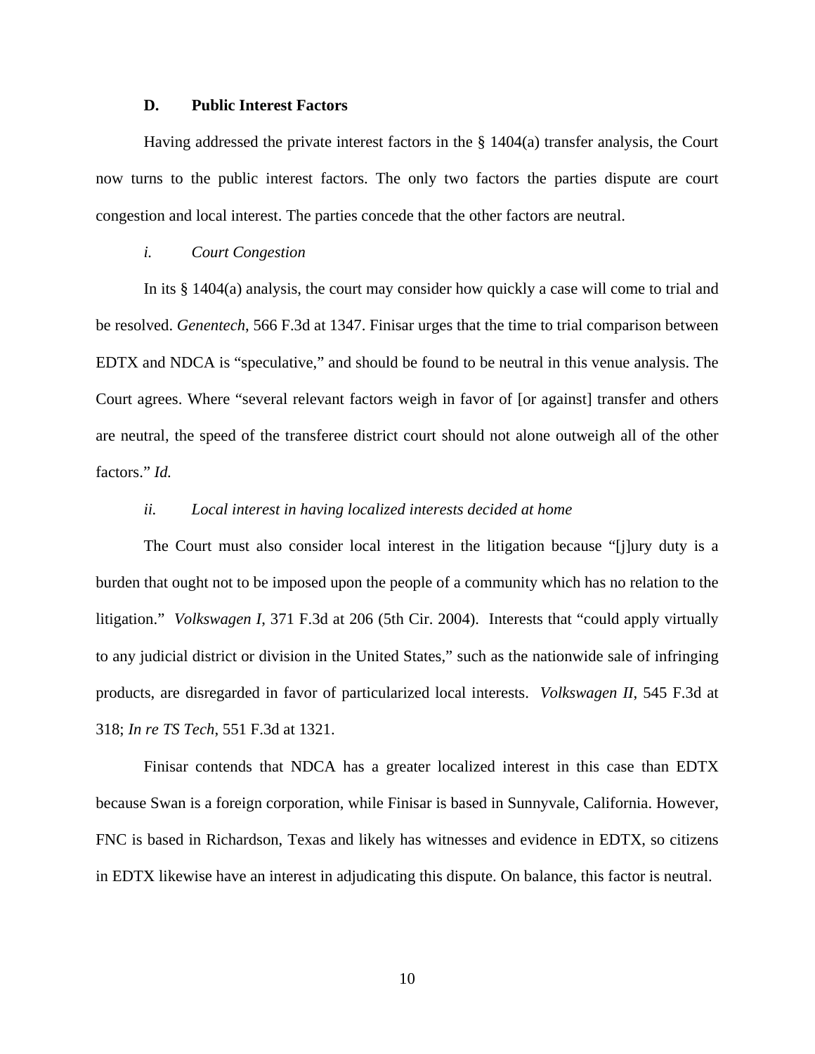### D. Public Interest Factors

Having addressed the private interest factors in the § 1404(a) transfer analysis, the Court now turns to the public interest factors. The only two factors the parties dispute are court congestion and local interest. The parties concede that the other factors are neutral.

#### *i. Court Congestion*

In its § 1404(a) analysis, the court may consider how quickly a case will come to trial and be resolved. *Genentech*, 566 F.3d at 1347. Finisar urges that the time to trial comparison between EDTX and NDCA is "speculative," and should be found to be neutral in this venue analysis. The Court agrees. Where "several relevant factors weigh in favor of [or against] transfer and others are neutral, the speed of the transferee district court should not alone outweigh all of the other factors." *Id.*

#### *ii. Local interest in having localized interests decided at home*

The Court must also consider local interest in the litigation because "[j]ury duty is a burden that ought not to be imposed upon the people of a community which has no relation to the litigation." *Volkswagen I*, 371 F.3d at 206 (5th Cir. 2004). Interests that "could apply virtually to any judicial district or division in the United States," such as the nationwide sale of infringing products, are disregarded in favor of particularized local interests. *Volkswagen II*, 545 F.3d at 318; *In re TS Tech*, 551 F.3d at 1321.

Finisar contends that NDCA has a greater localized interest in this case than EDTX because Swan is a foreign corporation, while Finisar is based in Sunnyvale, California. However, FNC is based in Richardson, Texas and likely has witnesses and evidence in EDTX, so citizens in EDTX likewise have an interest in adjudicating this dispute. On balance, this factor is neutral.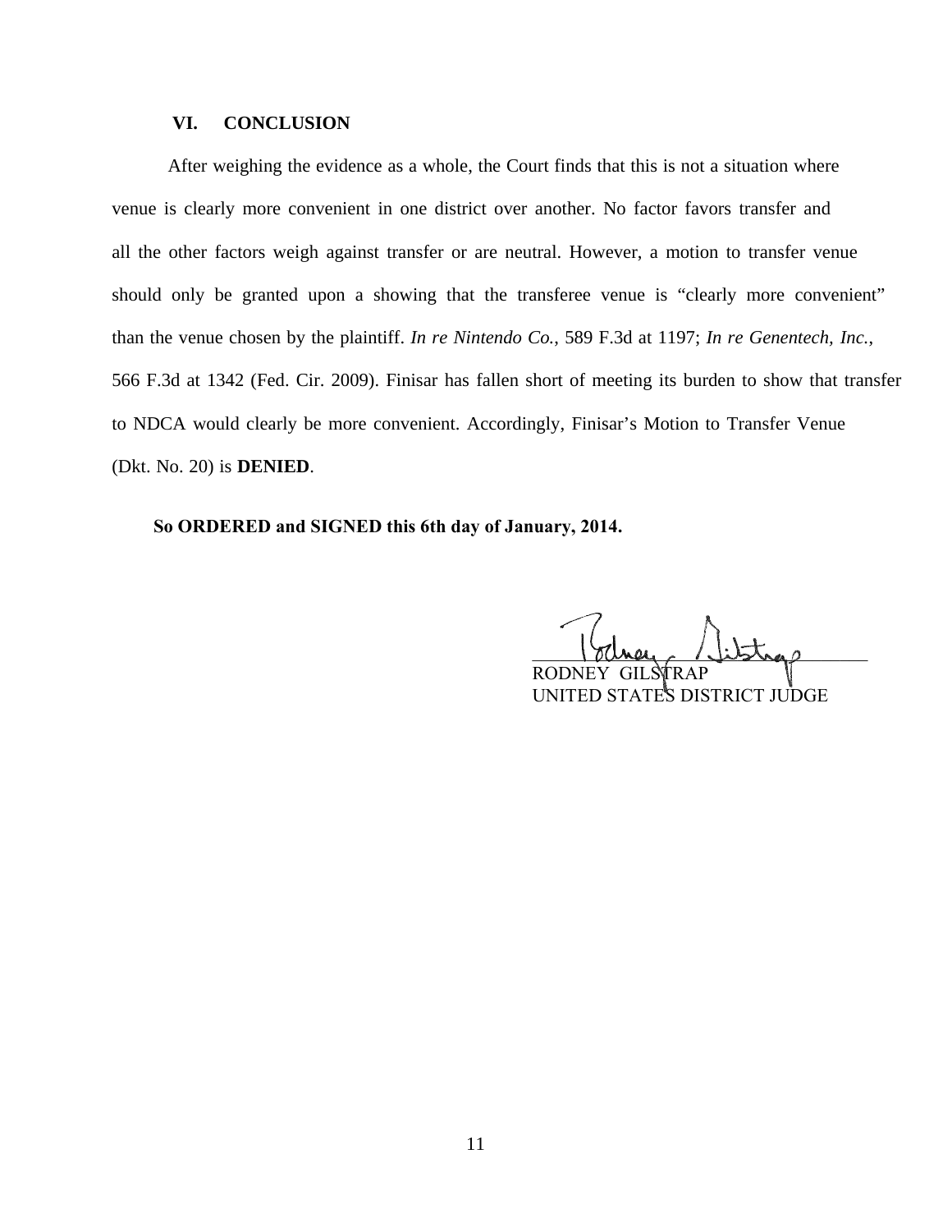## VI. CONCLUSION

After weighing the evidence as a whole, the Court finds that this is not a situation where venue is clearly more convenient in one district over another. No factor favors transfer and all the other factors weigh against transfer or are neutral. However, a motion to transfer venue should only be granted upon a showing that the transferee venue is "clearly more convenient" than the venue chosen by the plaintiff. *In re Nintendo Co.*, 589 F.3d at 1197; *In re Genentech, Inc.*, 566 F.3d at 1342 (Fed. Cir. 2009). Finisar has fallen short of meeting its burden to show that transfer to NDCA would clearly be more convenient. Accordingly, Finisar's Motion to Transfer Venue (Dkt. No. 20) is **DENIED**.

**So ORDERED and SIGNED this 6th day of January, 2014.**

RODNEY GILSTRAP
UNITED STATES DISTRICT JUDGE